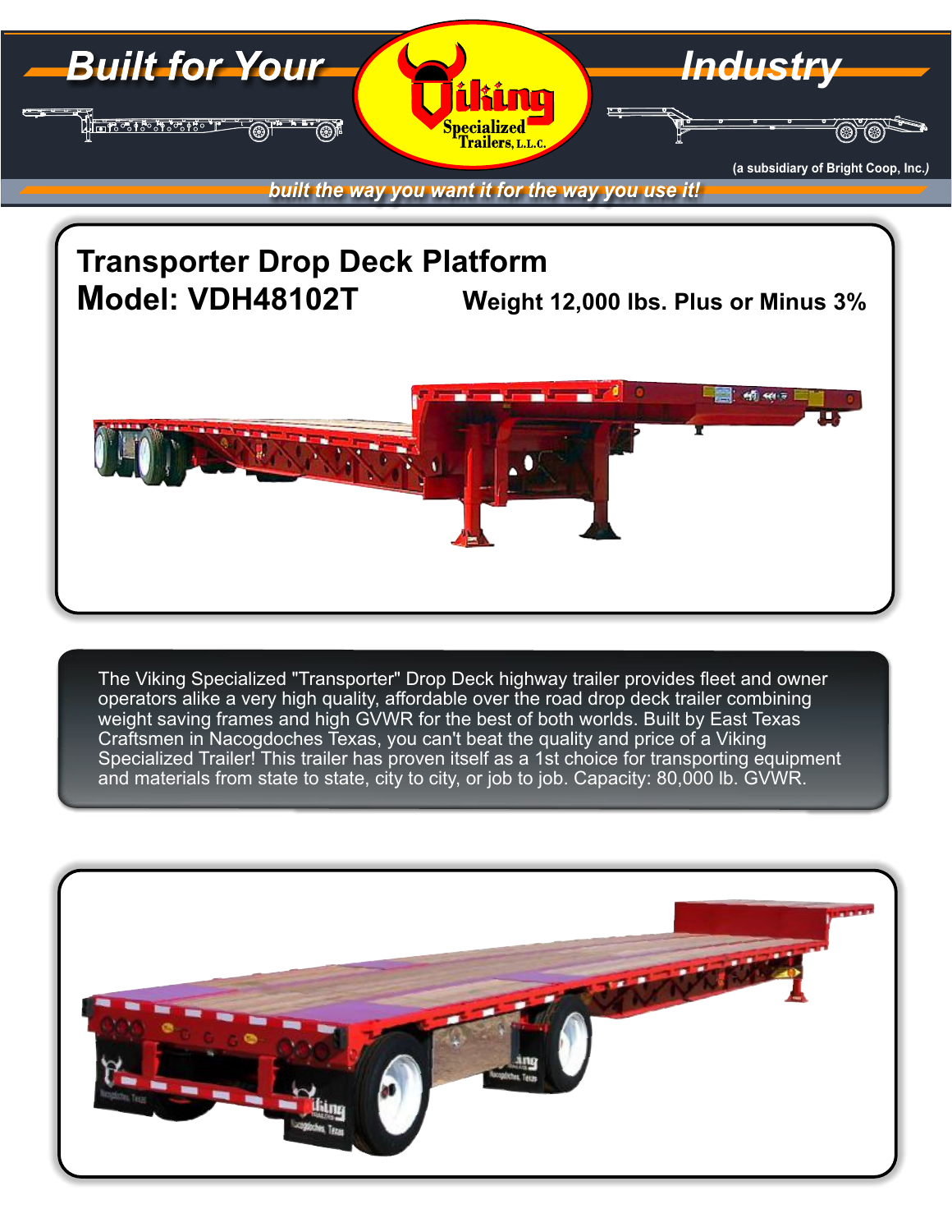Built for Your Industry

Viking Specialized Trailers, L.L.C.

(a subsidiary of Bright Coop, Inc.)

*built the way you want it for the way you use it!*

# Transporter Drop Deck Platform

## Model: VDH48102T

**Weight 12,000 lbs. Plus or Minus 3%**

The Viking Specialized "Transporter" Drop Deck highway trailer provides fleet and owner operators alike a very high quality, affordable over the road drop deck trailer combining weight saving frames and high GVWR for the best of both worlds. Built by East Texas Craftsmen in Nacogdoches Texas, you can't beat the quality and price of a Viking Specialized Trailer! This trailer has proven itself as a 1st choice for transporting equipment and materials from state to state, city to city, or job to job. Capacity: 80,000 lb. GVWR.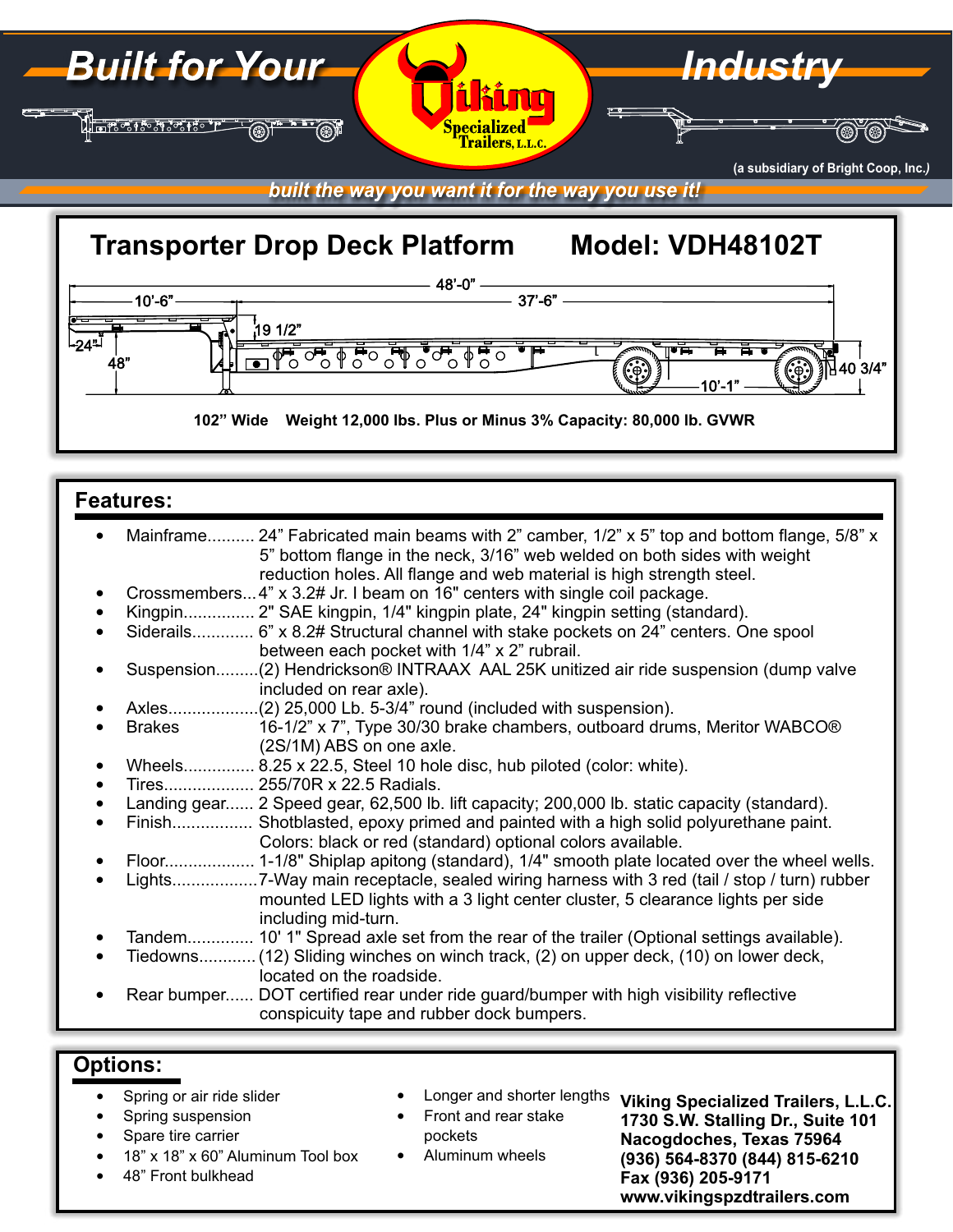# Built for Your Industry

Viking Specialized Trailers, L.L.C.

(a subsidiary of Bright Coop, Inc.)

*built the way you want it for the way you use it!*

## Transporter Drop Deck Platform Model: VDH48102T

48'-0"
10'-6"
37'-6"
24"
48"
19 1/2"
40 3/4"
10'-1"

102" Wide Weight 12,000 lbs. Plus or Minus 3% Capacity: 80,000 lb. GVWR

## Features:

- Mainframe.......... 24" Fabricated main beams with 2" camber, 1/2" x 5" top and bottom flange, 5/8" x 5" bottom flange in the neck, 3/16" web welded on both sides with weight reduction holes. All flange and web material is high strength steel.
- Crossmembers... 4" x 3.2# Jr. I beam on 16" centers with single coil package.
- Kingpin............... 2" SAE kingpin, 1/4" kingpin plate, 24" kingpin setting (standard).
- Siderails............ 6" x 8.2# Structural channel with stake pockets on 24" centers. One spool between each pocket with 1/4" x 2" rubrail.
- Suspension.........(2) Hendrickson® INTRAAX AAL 25K unitized air ride suspension (dump valve included on rear axle).
- Axles...................(2) 25,000 Lb. 5-3/4" round (included with suspension).
- Brakes 16-1/2" x 7", Type 30/30 brake chambers, outboard drums, Meritor WABCO® (2S/1M) ABS on one axle.
- Wheels............... 8.25 x 22.5, Steel 10 hole disc, hub piloted (color: white).
- Tires................... 255/70R x 22.5 Radials.
- Landing gear...... 2 Speed gear, 62,500 lb. lift capacity; 200,000 lb. static capacity (standard).
- Finish................. Shotblasted, epoxy primed and painted with a high solid polyurethane paint. Colors: black or red (standard) optional colors available.
- Floor................... 1-1/8" Shiplap apitong (standard), 1/4" smooth plate located over the wheel wells.
- Lights..................7-Way main receptacle, sealed wiring harness with 3 red (tail / stop / turn) rubber mounted LED lights with a 3 light center cluster, 5 clearance lights per side including mid-turn.
- Tandem............. 10' 1" Spread axle set from the rear of the trailer (Optional settings available).
- Tiedowns............ (12) Sliding winches on winch track, (2) on upper deck, (10) on lower deck, located on the roadside.
- Rear bumper...... DOT certified rear under ride guard/bumper with high visibility reflective conspicuity tape and rubber dock bumpers.

## Options:

- Spring or air ride slider
- Spring suspension
- Spare tire carrier
- 18" x 18" x 60" Aluminum Tool box
- 48" Front bulkhead
- Longer and shorter lengths
- Front and rear stake pockets
- Aluminum wheels

**Viking Specialized Trailers, L.L.C.**
**1730 S.W. Stalling Dr., Suite 101**
**Nacogdoches, Texas 75964**
**(936) 564-8370 (844) 815-6210**
**Fax (936) 205-9171**
**www.vikingspzdtrailers.com**